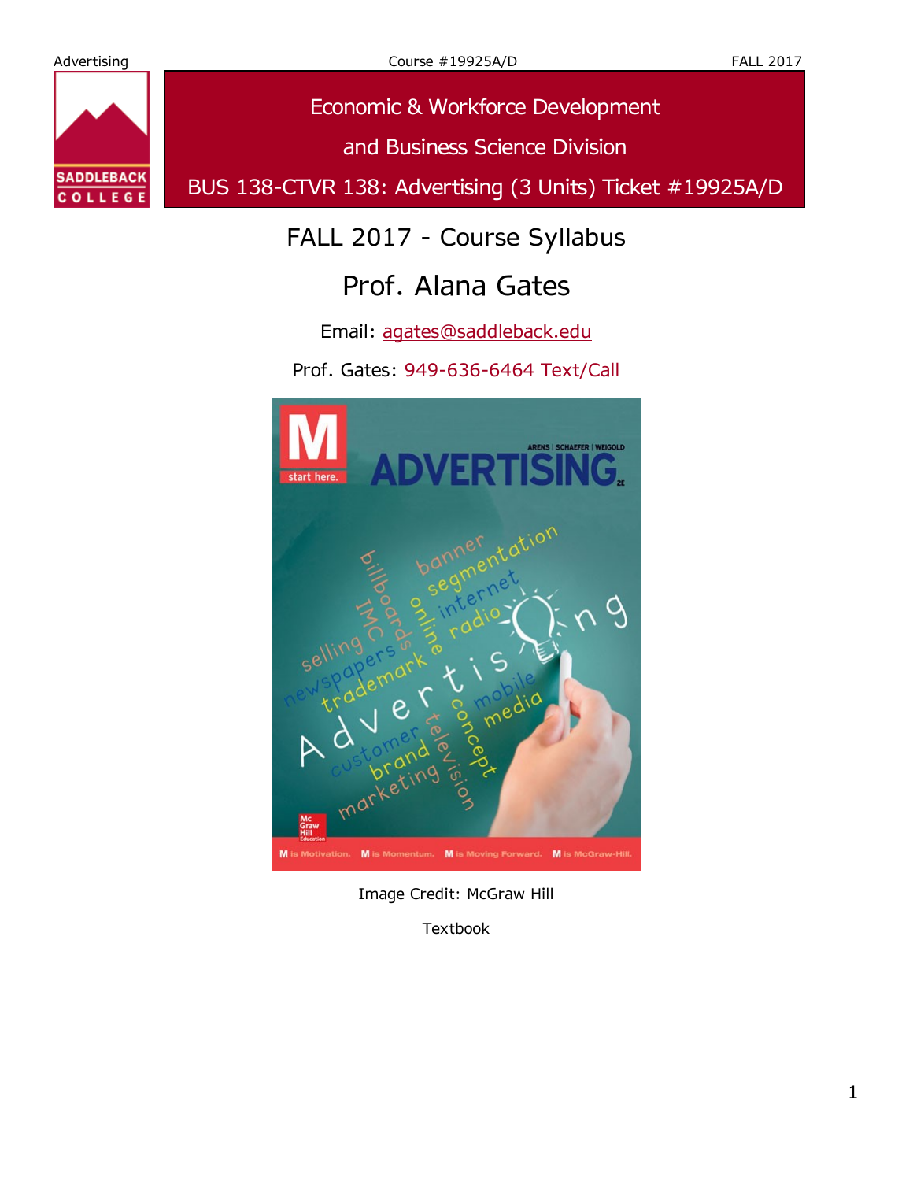Economic & Workforce Development

and Business Science Division

BUS 138-CTVR 138: Advertising (3 Units) Ticket #19925A/D

# FALL 2017 - Course Syllabus

## Prof. Alana Gates

Email: agates@saddleback.edu

Prof. Gates: 949-636-6464 Text/Call

Image Credit: McGraw Hill

Textbook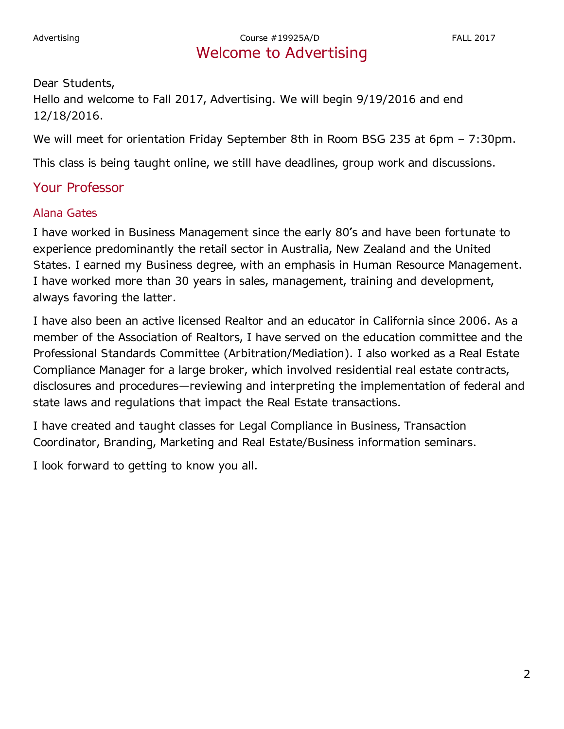# Welcome to Advertising

Dear Students,

Hello and welcome to Fall 2017, Advertising. We will begin 9/19/2016 and end 12/18/2016.

We will meet for orientation Friday September 8th in Room BSG 235 at 6pm – 7:30pm.

This class is being taught online, we still have deadlines, group work and discussions.

## Your Professor

### Alana Gates

I have worked in Business Management since the early 80's and have been fortunate to experience predominantly the retail sector in Australia, New Zealand and the United States. I earned my Business degree, with an emphasis in Human Resource Management. I have worked more than 30 years in sales, management, training and development, always favoring the latter.

I have also been an active licensed Realtor and an educator in California since 2006. As a member of the Association of Realtors, I have served on the education committee and the Professional Standards Committee (Arbitration/Mediation). I also worked as a Real Estate Compliance Manager for a large broker, which involved residential real estate contracts, disclosures and procedures—reviewing and interpreting the implementation of federal and state laws and regulations that impact the Real Estate transactions.

I have created and taught classes for Legal Compliance in Business, Transaction Coordinator, Branding, Marketing and Real Estate/Business information seminars.

I look forward to getting to know you all.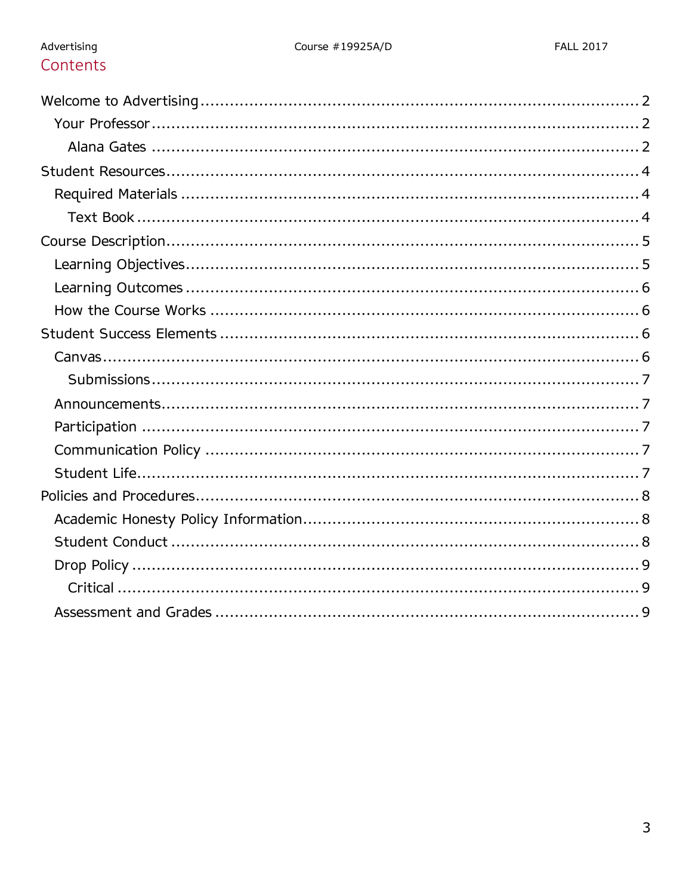# Contents

- Welcome to Advertising ........................................................................ 2
  - Your Professor ........................................................................ 2
    - Alana Gates ........................................................................ 2
- Student Resources ........................................................................ 4
  - Required Materials ........................................................................ 4
    - Text Book ........................................................................ 4
- Course Description ........................................................................ 5
  - Learning Objectives ........................................................................ 5
  - Learning Outcomes ........................................................................ 6
  - How the Course Works ........................................................................ 6
- Student Success Elements ........................................................................ 6
  - Canvas ........................................................................ 6
    - Submissions ........................................................................ 7
  - Announcements ........................................................................ 7
  - Participation ........................................................................ 7
  - Communication Policy ........................................................................ 7
  - Student Life ........................................................................ 7
- Policies and Procedures ........................................................................ 8
  - Academic Honesty Policy Information ........................................................................ 8
  - Student Conduct ........................................................................ 8
  - Drop Policy ........................................................................ 9
    - Critical ........................................................................ 9
  - Assessment and Grades ........................................................................ 9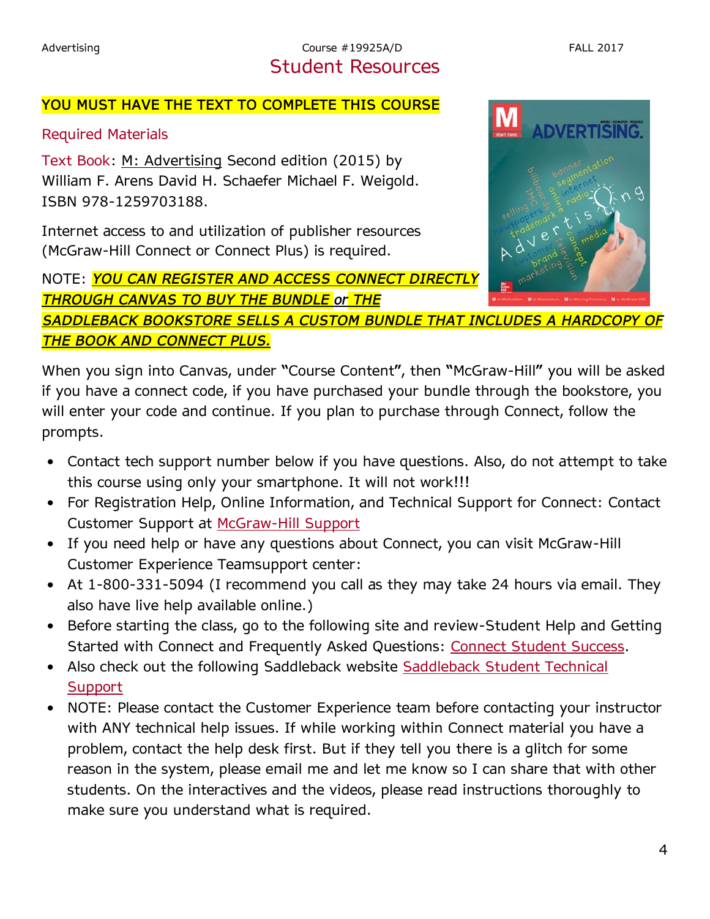## Student Resources

**YOU MUST HAVE THE TEXT TO COMPLETE THIS COURSE**

### Required Materials

Text Book: M: Advertising Second edition (2015) by William F. Arens David H. Schaefer Michael F. Weigold. ISBN 978-1259703188.

Internet access to and utilization of publisher resources (McGraw-Hill Connect or Connect Plus) is required.

NOTE: ***YOU CAN REGISTER AND ACCESS CONNECT DIRECTLY THROUGH CANVAS TO BUY THE BUNDLE or THE SADDLEBACK BOOKSTORE SELLS A CUSTOM BUNDLE THAT INCLUDES A HARDCOPY OF THE BOOK AND CONNECT PLUS.***

When you sign into Canvas, under "Course Content", then "McGraw-Hill" you will be asked if you have a connect code, if you have purchased your bundle through the bookstore, you will enter your code and continue. If you plan to purchase through Connect, follow the prompts.

- Contact tech support number below if you have questions. Also, do not attempt to take this course using only your smartphone. It will not work!!!
- For Registration Help, Online Information, and Technical Support for Connect: Contact Customer Support at McGraw-Hill Support
- If you need help or have any questions about Connect, you can visit McGraw-Hill Customer Experience Teamsupport center:
- At 1-800-331-5094 (I recommend you call as they may take 24 hours via email. They also have live help available online.)
- Before starting the class, go to the following site and review-Student Help and Getting Started with Connect and Frequently Asked Questions: Connect Student Success.
- Also check out the following Saddleback website Saddleback Student Technical Support
- NOTE: Please contact the Customer Experience team before contacting your instructor with ANY technical help issues. If while working within Connect material you have a problem, contact the help desk first. But if they tell you there is a glitch for some reason in the system, please email me and let me know so I can share that with other students. On the interactives and the videos, please read instructions thoroughly to make sure you understand what is required.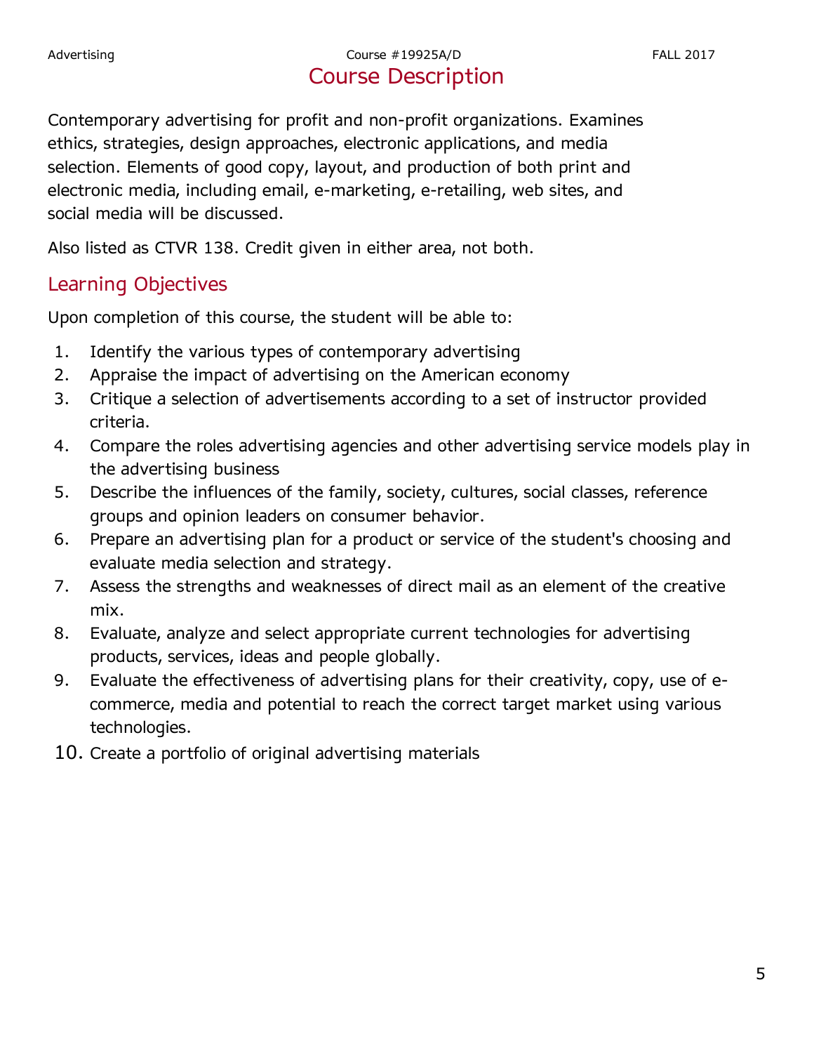# Course Description

Contemporary advertising for profit and non-profit organizations. Examines ethics, strategies, design approaches, electronic applications, and media selection. Elements of good copy, layout, and production of both print and electronic media, including email, e-marketing, e-retailing, web sites, and social media will be discussed.

Also listed as CTVR 138. Credit given in either area, not both.

## Learning Objectives

Upon completion of this course, the student will be able to:

1. Identify the various types of contemporary advertising
2. Appraise the impact of advertising on the American economy
3. Critique a selection of advertisements according to a set of instructor provided criteria.
4. Compare the roles advertising agencies and other advertising service models play in the advertising business
5. Describe the influences of the family, society, cultures, social classes, reference groups and opinion leaders on consumer behavior.
6. Prepare an advertising plan for a product or service of the student's choosing and evaluate media selection and strategy.
7. Assess the strengths and weaknesses of direct mail as an element of the creative mix.
8. Evaluate, analyze and select appropriate current technologies for advertising products, services, ideas and people globally.
9. Evaluate the effectiveness of advertising plans for their creativity, copy, use of e-commerce, media and potential to reach the correct target market using various technologies.
10. Create a portfolio of original advertising materials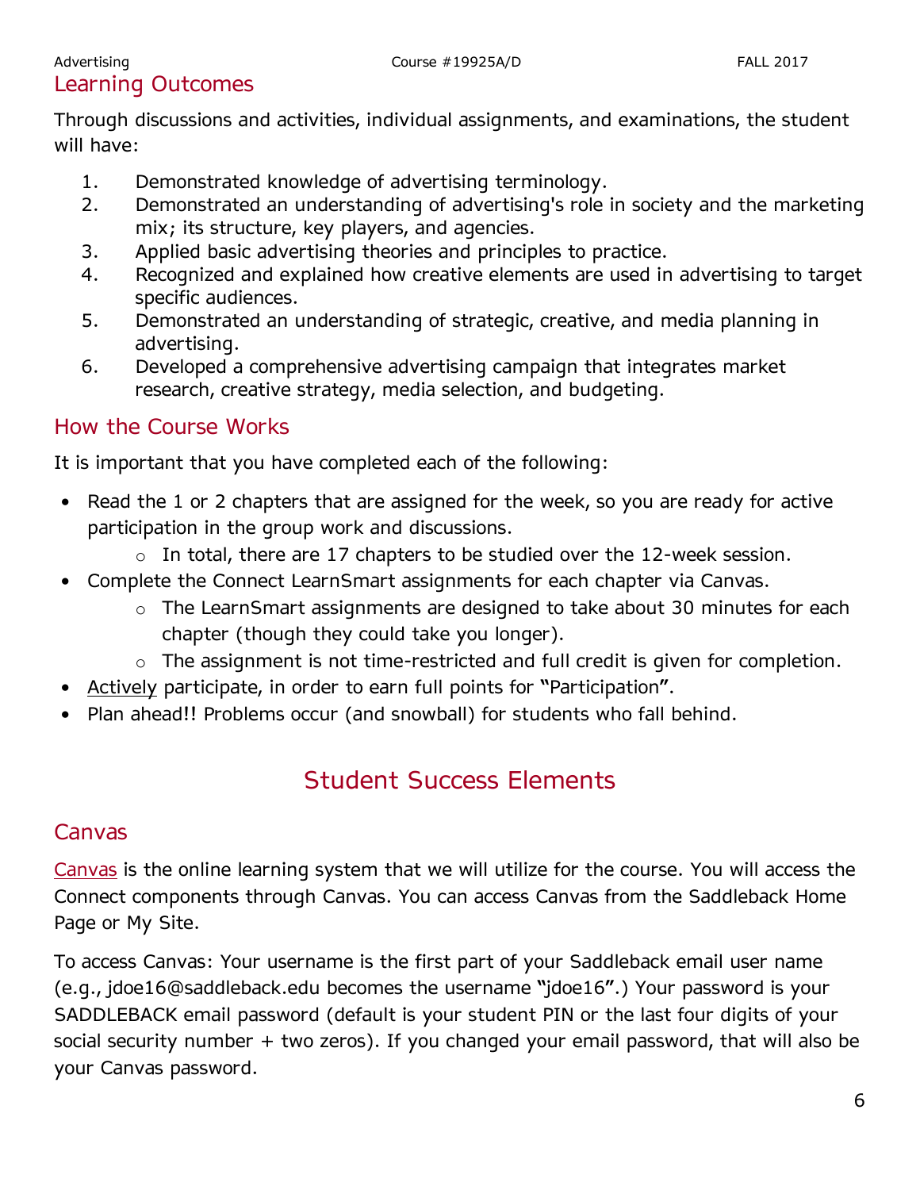## Learning Outcomes

Through discussions and activities, individual assignments, and examinations, the student will have:

1. Demonstrated knowledge of advertising terminology.
2. Demonstrated an understanding of advertising's role in society and the marketing mix; its structure, key players, and agencies.
3. Applied basic advertising theories and principles to practice.
4. Recognized and explained how creative elements are used in advertising to target specific audiences.
5. Demonstrated an understanding of strategic, creative, and media planning in advertising.
6. Developed a comprehensive advertising campaign that integrates market research, creative strategy, media selection, and budgeting.

## How the Course Works

It is important that you have completed each of the following:

- Read the 1 or 2 chapters that are assigned for the week, so you are ready for active participation in the group work and discussions.
  - In total, there are 17 chapters to be studied over the 12-week session.
- Complete the Connect LearnSmart assignments for each chapter via Canvas.
  - The LearnSmart assignments are designed to take about 30 minutes for each chapter (though they could take you longer).
  - The assignment is not time-restricted and full credit is given for completion.
- Actively participate, in order to earn full points for "Participation".
- Plan ahead!! Problems occur (and snowball) for students who fall behind.

# Student Success Elements

## Canvas

Canvas is the online learning system that we will utilize for the course. You will access the Connect components through Canvas. You can access Canvas from the Saddleback Home Page or My Site.

To access Canvas: Your username is the first part of your Saddleback email user name (e.g., jdoe16@saddleback.edu becomes the username "jdoe16".) Your password is your SADDLEBACK email password (default is your student PIN or the last four digits of your social security number + two zeros). If you changed your email password, that will also be your Canvas password.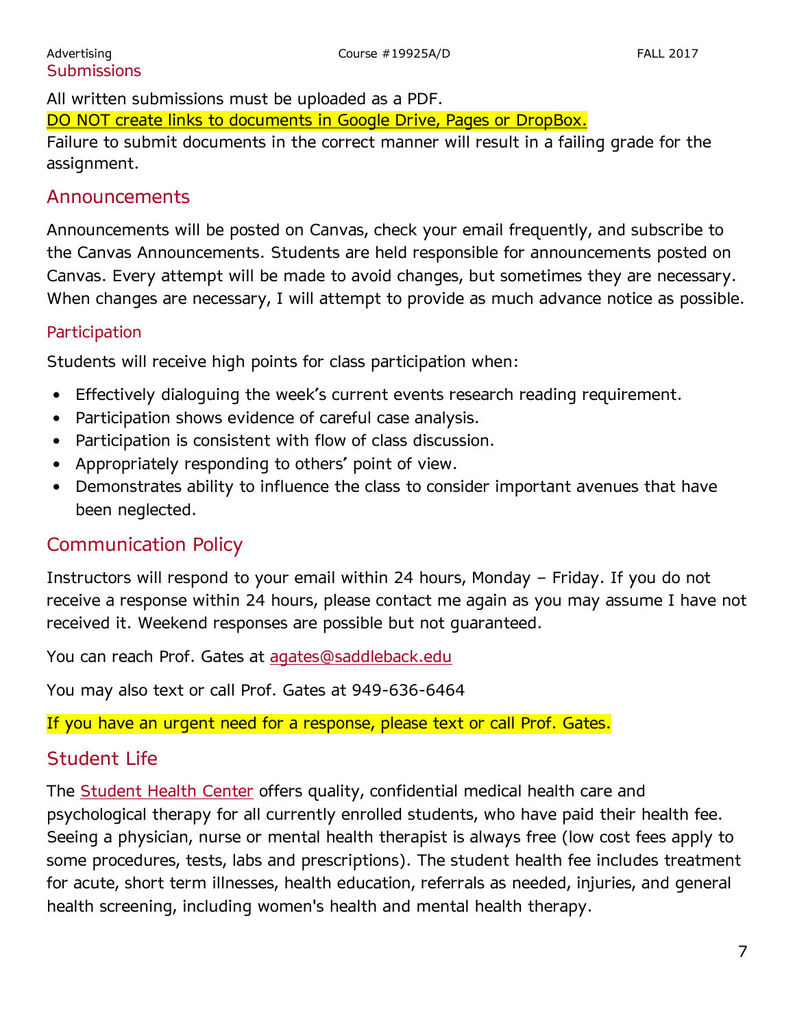## Submissions

All written submissions must be uploaded as a PDF.

DO NOT create links to documents in Google Drive, Pages or DropBox.

Failure to submit documents in the correct manner will result in a failing grade for the assignment.

## Announcements

Announcements will be posted on Canvas, check your email frequently, and subscribe to the Canvas Announcements. Students are held responsible for announcements posted on Canvas. Every attempt will be made to avoid changes, but sometimes they are necessary. When changes are necessary, I will attempt to provide as much advance notice as possible.

### Participation

Students will receive high points for class participation when:

- Effectively dialoguing the week's current events research reading requirement.
- Participation shows evidence of careful case analysis.
- Participation is consistent with flow of class discussion.
- Appropriately responding to others' point of view.
- Demonstrates ability to influence the class to consider important avenues that have been neglected.

## Communication Policy

Instructors will respond to your email within 24 hours, Monday – Friday. If you do not receive a response within 24 hours, please contact me again as you may assume I have not received it. Weekend responses are possible but not guaranteed.

You can reach Prof. Gates at agates@saddleback.edu

You may also text or call Prof. Gates at 949-636-6464

If you have an urgent need for a response, please text or call Prof. Gates.

## Student Life

The Student Health Center offers quality, confidential medical health care and psychological therapy for all currently enrolled students, who have paid their health fee. Seeing a physician, nurse or mental health therapist is always free (low cost fees apply to some procedures, tests, labs and prescriptions). The student health fee includes treatment for acute, short term illnesses, health education, referrals as needed, injuries, and general health screening, including women's health and mental health therapy.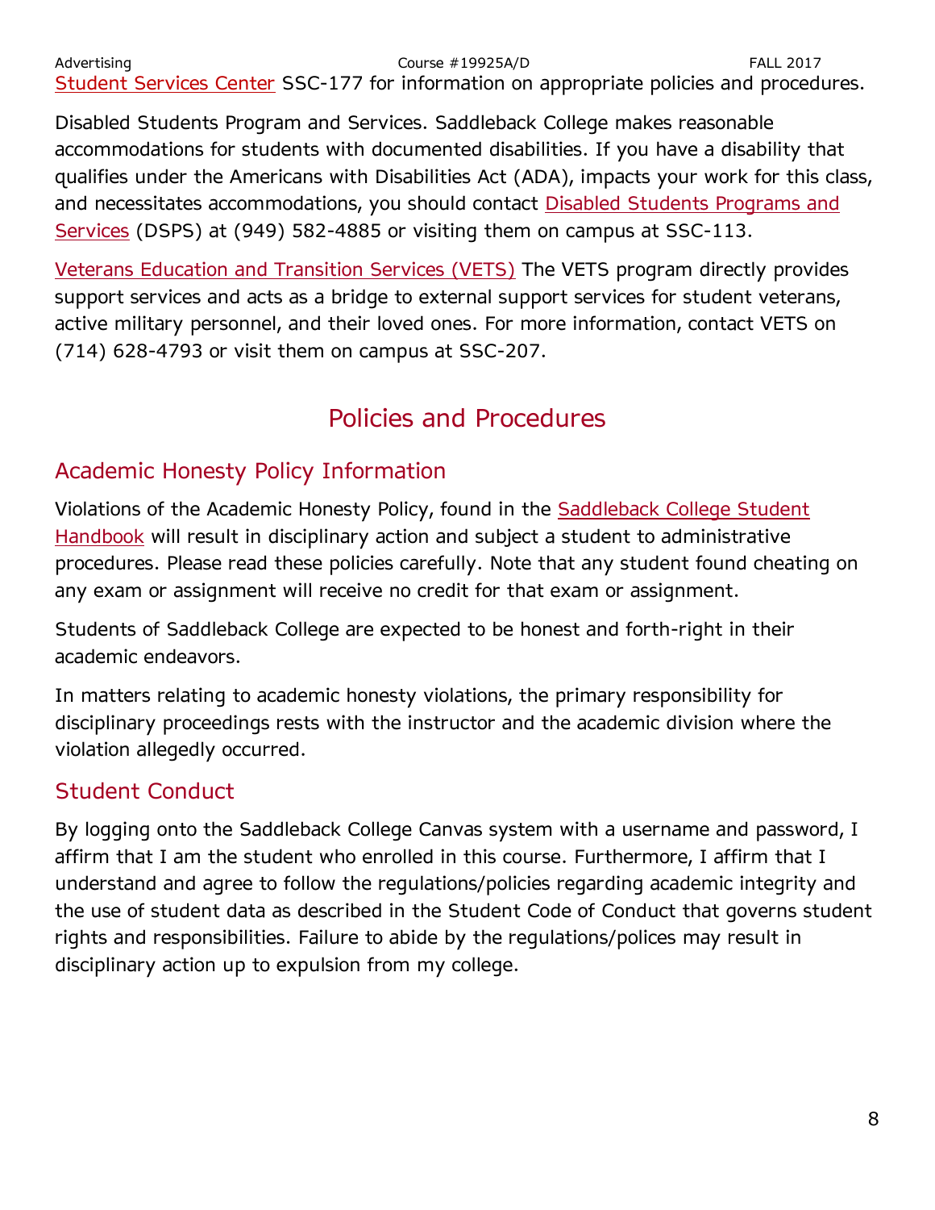Student Services Center SSC-177 for information on appropriate policies and procedures.

Disabled Students Program and Services. Saddleback College makes reasonable accommodations for students with documented disabilities. If you have a disability that qualifies under the Americans with Disabilities Act (ADA), impacts your work for this class, and necessitates accommodations, you should contact Disabled Students Programs and Services (DSPS) at (949) 582-4885 or visiting them on campus at SSC-113.

Veterans Education and Transition Services (VETS) The VETS program directly provides support services and acts as a bridge to external support services for student veterans, active military personnel, and their loved ones. For more information, contact VETS on (714) 628-4793 or visit them on campus at SSC-207.

# Policies and Procedures

## Academic Honesty Policy Information

Violations of the Academic Honesty Policy, found in the Saddleback College Student Handbook will result in disciplinary action and subject a student to administrative procedures. Please read these policies carefully. Note that any student found cheating on any exam or assignment will receive no credit for that exam or assignment.

Students of Saddleback College are expected to be honest and forth-right in their academic endeavors.

In matters relating to academic honesty violations, the primary responsibility for disciplinary proceedings rests with the instructor and the academic division where the violation allegedly occurred.

## Student Conduct

By logging onto the Saddleback College Canvas system with a username and password, I affirm that I am the student who enrolled in this course. Furthermore, I affirm that I understand and agree to follow the regulations/policies regarding academic integrity and the use of student data as described in the Student Code of Conduct that governs student rights and responsibilities. Failure to abide by the regulations/polices may result in disciplinary action up to expulsion from my college.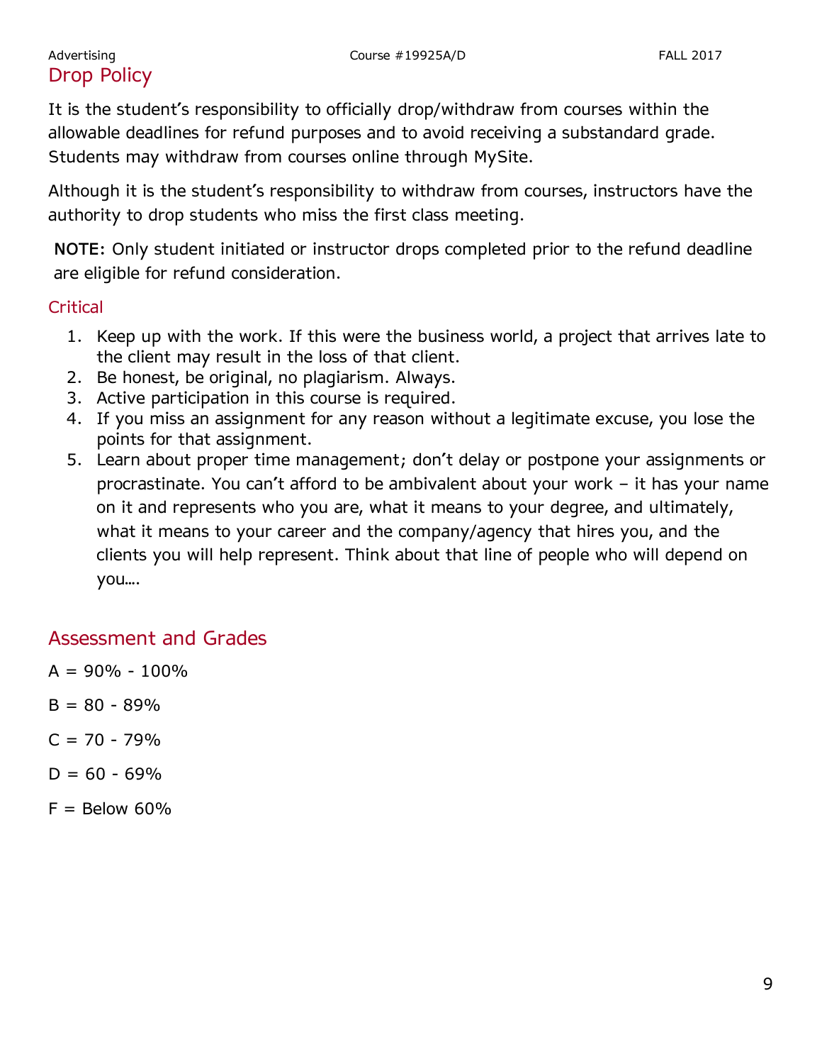## Drop Policy

It is the student's responsibility to officially drop/withdraw from courses within the allowable deadlines for refund purposes and to avoid receiving a substandard grade. Students may withdraw from courses online through MySite.

Although it is the student's responsibility to withdraw from courses, instructors have the authority to drop students who miss the first class meeting.

**NOTE:** Only student initiated or instructor drops completed prior to the refund deadline are eligible for refund consideration.

### Critical

1. Keep up with the work. If this were the business world, a project that arrives late to the client may result in the loss of that client.
2. Be honest, be original, no plagiarism. Always.
3. Active participation in this course is required.
4. If you miss an assignment for any reason without a legitimate excuse, you lose the points for that assignment.
5. Learn about proper time management; don't delay or postpone your assignments or procrastinate. You can't afford to be ambivalent about your work – it has your name on it and represents who you are, what it means to your degree, and ultimately, what it means to your career and the company/agency that hires you, and the clients you will help represent. Think about that line of people who will depend on you….

## Assessment and Grades

A = 90% - 100%

B = 80 - 89%

C = 70 - 79%

D = 60 - 69%

F = Below 60%